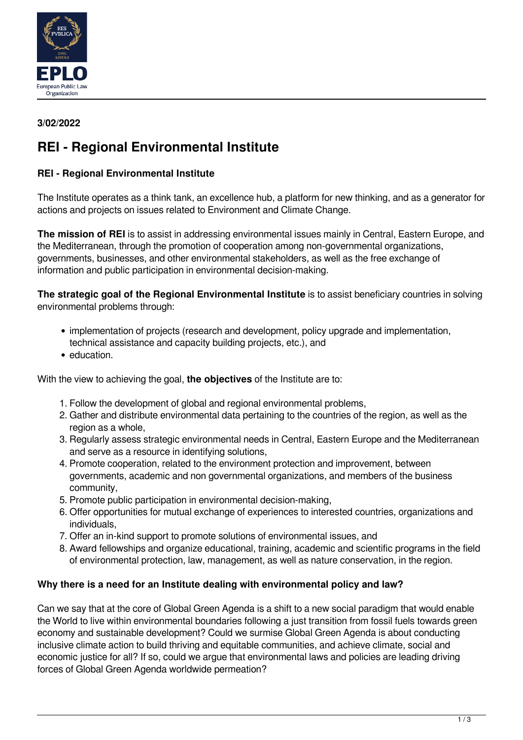**3/02/2022**

# REI - Regional Environmental Institute

### REI - Regional Environmental Institute

The Institute operates as a think tank, an excellence hub, a platform for new thinking, and as a generator for actions and projects on issues related to Environment and Climate Change.

**The mission of REI** is to assist in addressing environmental issues mainly in Central, Eastern Europe, and the Mediterranean, through the promotion of cooperation among non-governmental organizations, governments, businesses, and other environmental stakeholders, as well as the free exchange of information and public participation in environmental decision-making.

**The strategic goal of the Regional Environmental Institute** is to assist beneficiary countries in solving environmental problems through:

- implementation of projects (research and development, policy upgrade and implementation, technical assistance and capacity building projects, etc.), and
- education.

With the view to achieving the goal, **the objectives** of the Institute are to:

1. Follow the development of global and regional environmental problems,
2. Gather and distribute environmental data pertaining to the countries of the region, as well as the region as a whole,
3. Regularly assess strategic environmental needs in Central, Eastern Europe and the Mediterranean and serve as a resource in identifying solutions,
4. Promote cooperation, related to the environment protection and improvement, between governments, academic and non governmental organizations, and members of the business community,
5. Promote public participation in environmental decision-making,
6. Offer opportunities for mutual exchange of experiences to interested countries, organizations and individuals,
7. Offer an in-kind support to promote solutions of environmental issues, and
8. Award fellowships and organize educational, training, academic and scientific programs in the field of environmental protection, law, management, as well as nature conservation, in the region.

### Why there is a need for an Institute dealing with environmental policy and law?

Can we say that at the core of Global Green Agenda is a shift to a new social paradigm that would enable the World to live within environmental boundaries following a just transition from fossil fuels towards green economy and sustainable development? Could we surmise Global Green Agenda is about conducting inclusive climate action to build thriving and equitable communities, and achieve climate, social and economic justice for all? If so, could we argue that environmental laws and policies are leading driving forces of Global Green Agenda worldwide permeation?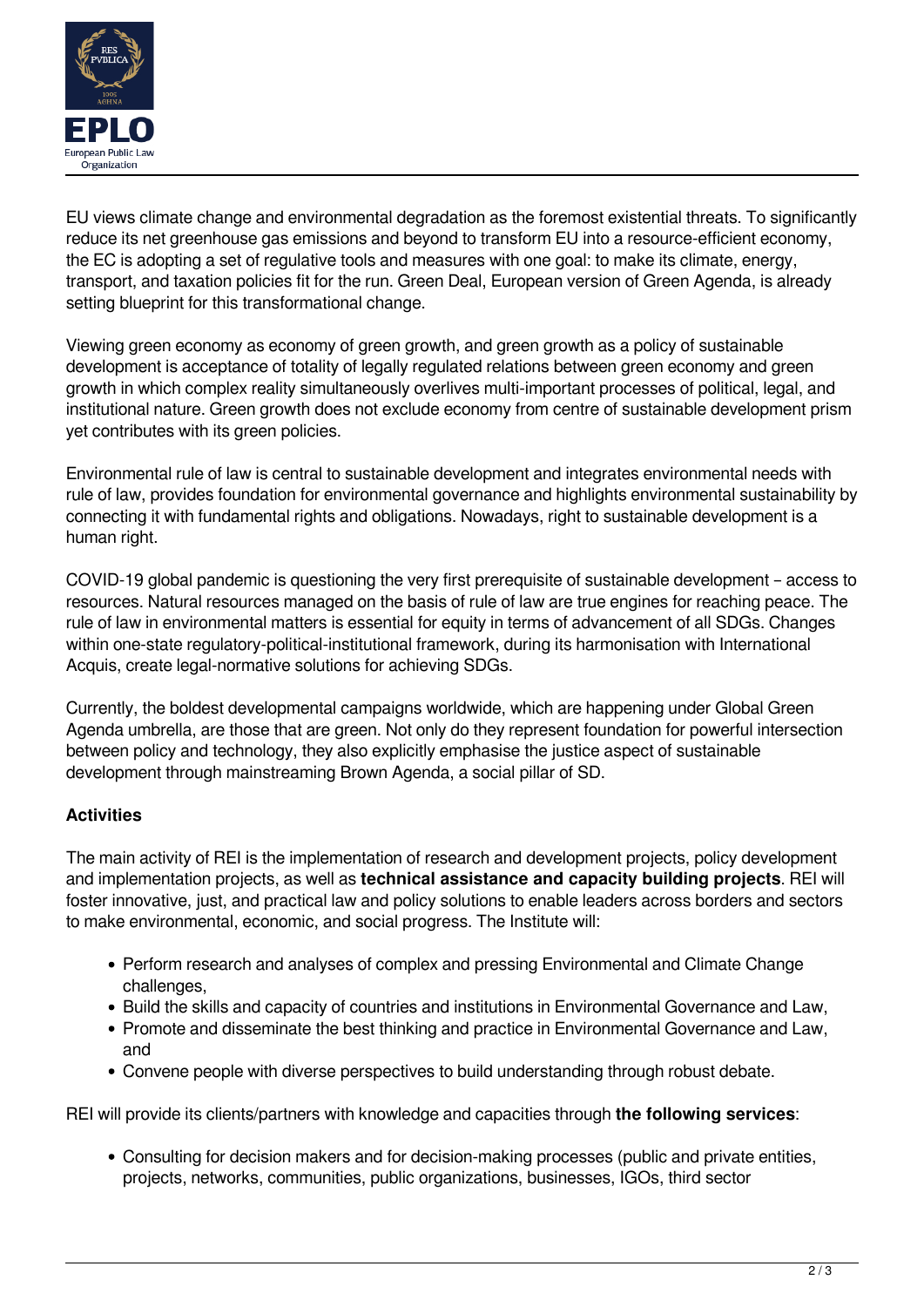EU views climate change and environmental degradation as the foremost existential threats. To significantly reduce its net greenhouse gas emissions and beyond to transform EU into a resource-efficient economy, the EC is adopting a set of regulative tools and measures with one goal: to make its climate, energy, transport, and taxation policies fit for the run. Green Deal, European version of Green Agenda, is already setting blueprint for this transformational change.

Viewing green economy as economy of green growth, and green growth as a policy of sustainable development is acceptance of totality of legally regulated relations between green economy and green growth in which complex reality simultaneously overlives multi-important processes of political, legal, and institutional nature. Green growth does not exclude economy from centre of sustainable development prism yet contributes with its green policies.

Environmental rule of law is central to sustainable development and integrates environmental needs with rule of law, provides foundation for environmental governance and highlights environmental sustainability by connecting it with fundamental rights and obligations. Nowadays, right to sustainable development is a human right.

COVID-19 global pandemic is questioning the very first prerequisite of sustainable development – access to resources. Natural resources managed on the basis of rule of law are true engines for reaching peace. The rule of law in environmental matters is essential for equity in terms of advancement of all SDGs. Changes within one-state regulatory-political-institutional framework, during its harmonisation with International Acquis, create legal-normative solutions for achieving SDGs.

Currently, the boldest developmental campaigns worldwide, which are happening under Global Green Agenda umbrella, are those that are green. Not only do they represent foundation for powerful intersection between policy and technology, they also explicitly emphasise the justice aspect of sustainable development through mainstreaming Brown Agenda, a social pillar of SD.

**Activities**

The main activity of REI is the implementation of research and development projects, policy development and implementation projects, as well as **technical assistance and capacity building projects**. REI will foster innovative, just, and practical law and policy solutions to enable leaders across borders and sectors to make environmental, economic, and social progress. The Institute will:

- Perform research and analyses of complex and pressing Environmental and Climate Change challenges,
- Build the skills and capacity of countries and institutions in Environmental Governance and Law,
- Promote and disseminate the best thinking and practice in Environmental Governance and Law, and
- Convene people with diverse perspectives to build understanding through robust debate.

REI will provide its clients/partners with knowledge and capacities through **the following services**:

- Consulting for decision makers and for decision-making processes (public and private entities, projects, networks, communities, public organizations, businesses, IGOs, third sector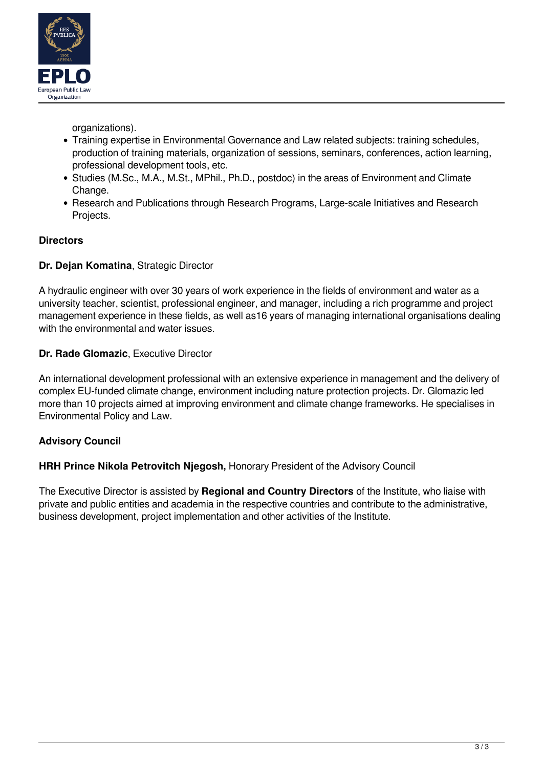organizations).

- Training expertise in Environmental Governance and Law related subjects: training schedules, production of training materials, organization of sessions, seminars, conferences, action learning, professional development tools, etc.
- Studies (M.Sc., M.A., M.St., MPhil., Ph.D., postdoc) in the areas of Environment and Climate Change.
- Research and Publications through Research Programs, Large-scale Initiatives and Research Projects.

**Directors**

**Dr. Dejan Komatina**, Strategic Director

A hydraulic engineer with over 30 years of work experience in the fields of environment and water as a university teacher, scientist, professional engineer, and manager, including a rich programme and project management experience in these fields, as well as16 years of managing international organisations dealing with the environmental and water issues.

**Dr. Rade Glomazic**, Executive Director

An international development professional with an extensive experience in management and the delivery of complex EU-funded climate change, environment including nature protection projects. Dr. Glomazic led more than 10 projects aimed at improving environment and climate change frameworks. He specialises in Environmental Policy and Law.

**Advisory Council**

**HRH Prince Nikola Petrovitch Njegosh,** Honorary President of the Advisory Council

The Executive Director is assisted by **Regional and Country Directors** of the Institute, who liaise with private and public entities and academia in the respective countries and contribute to the administrative, business development, project implementation and other activities of the Institute.